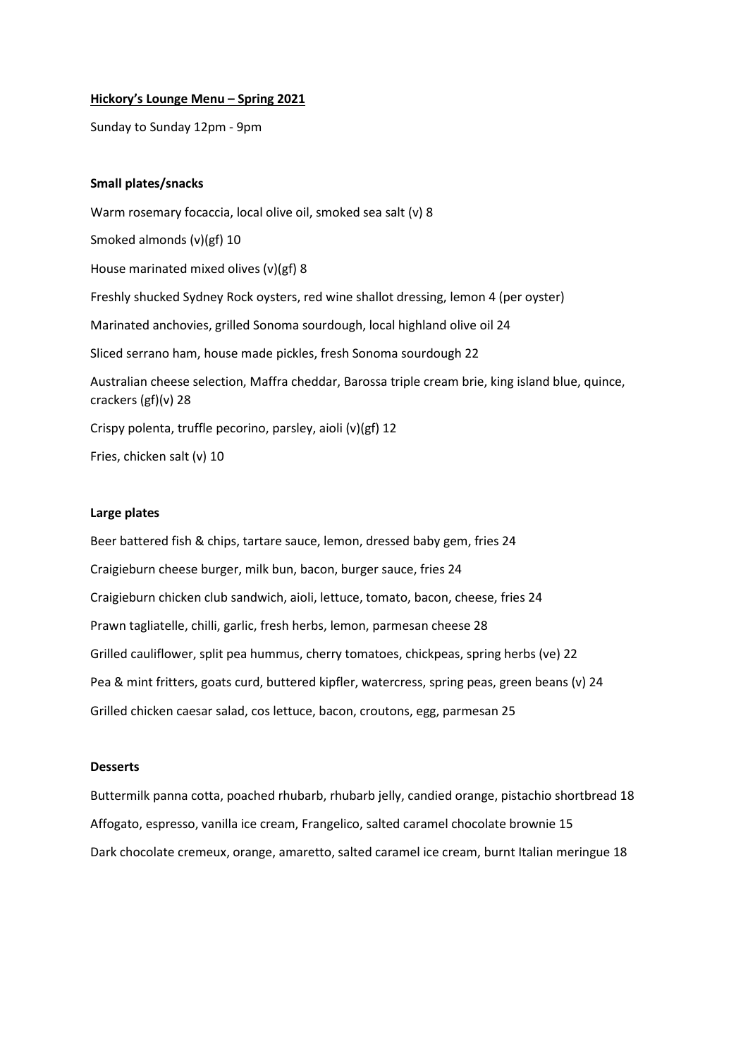**<u>Hickory's Lounge Menu – Spring 2021</u>**

Sunday to Sunday 12pm - 9pm

**Small plates/snacks**

Warm rosemary focaccia, local olive oil, smoked sea salt (v) 8

Smoked almonds (v)(gf) 10

House marinated mixed olives (v)(gf) 8

Freshly shucked Sydney Rock oysters, red wine shallot dressing, lemon 4 (per oyster)

Marinated anchovies, grilled Sonoma sourdough, local highland olive oil 24

Sliced serrano ham, house made pickles, fresh Sonoma sourdough 22

Australian cheese selection, Maffra cheddar, Barossa triple cream brie, king island blue, quince, crackers (gf)(v) 28

Crispy polenta, truffle pecorino, parsley, aioli (v)(gf) 12

Fries, chicken salt (v) 10

**Large plates**

Beer battered fish & chips, tartare sauce, lemon, dressed baby gem, fries 24

Craigieburn cheese burger, milk bun, bacon, burger sauce, fries 24

Craigieburn chicken club sandwich, aioli, lettuce, tomato, bacon, cheese, fries 24

Prawn tagliatelle, chilli, garlic, fresh herbs, lemon, parmesan cheese 28

Grilled cauliflower, split pea hummus, cherry tomatoes, chickpeas, spring herbs (ve) 22

Pea & mint fritters, goats curd, buttered kipfler, watercress, spring peas, green beans (v) 24

Grilled chicken caesar salad, cos lettuce, bacon, croutons, egg, parmesan 25

**Desserts**

Buttermilk panna cotta, poached rhubarb, rhubarb jelly, candied orange, pistachio shortbread 18

Affogato, espresso, vanilla ice cream, Frangelico, salted caramel chocolate brownie 15

Dark chocolate cremeux, orange, amaretto, salted caramel ice cream, burnt Italian meringue 18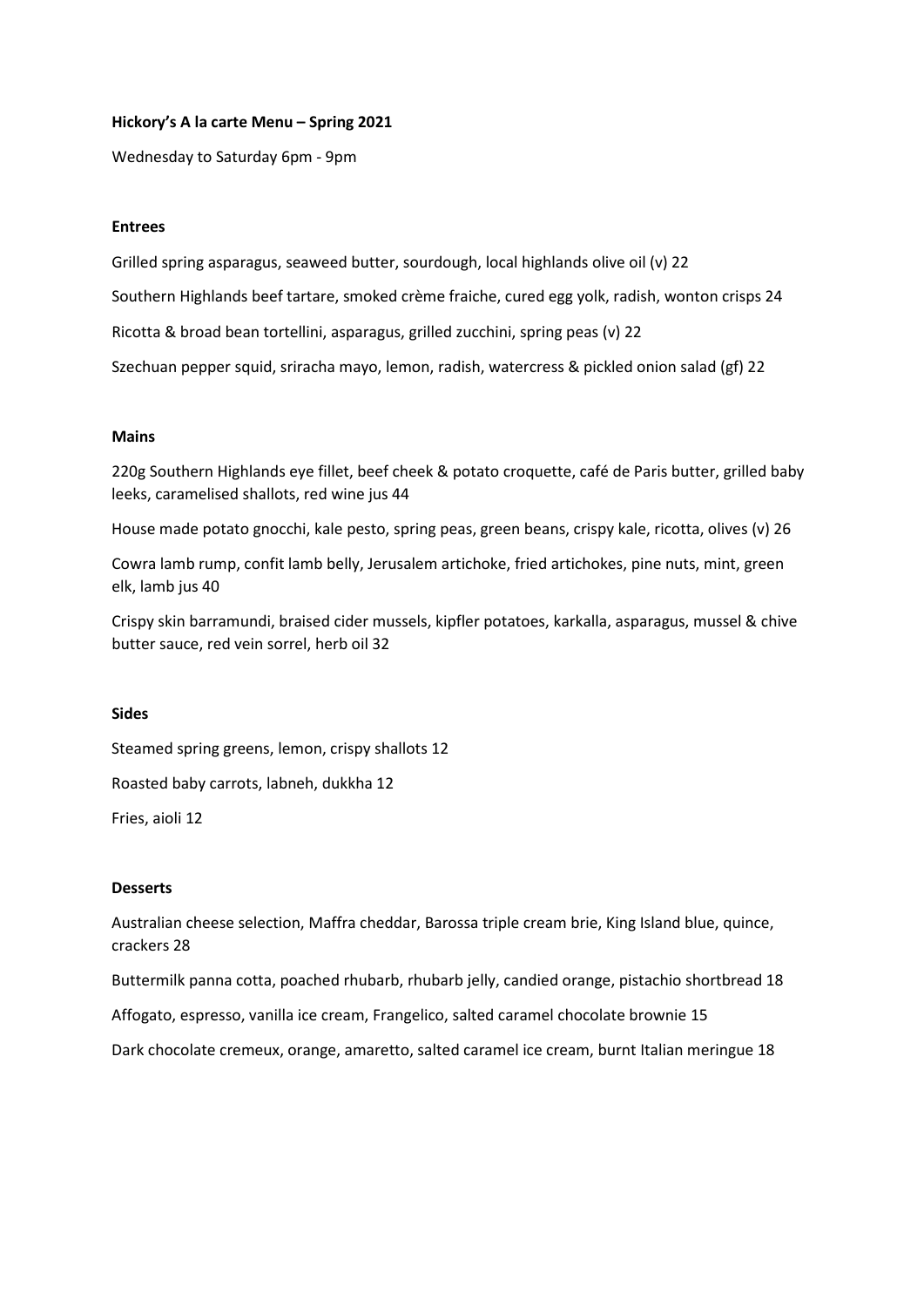**Hickory's A la carte Menu – Spring 2021**

Wednesday to Saturday 6pm - 9pm

**Entrees**

Grilled spring asparagus, seaweed butter, sourdough, local highlands olive oil (v) 22

Southern Highlands beef tartare, smoked crème fraiche, cured egg yolk, radish, wonton crisps 24

Ricotta & broad bean tortellini, asparagus, grilled zucchini, spring peas (v) 22

Szechuan pepper squid, sriracha mayo, lemon, radish, watercress & pickled onion salad (gf) 22

**Mains**

220g Southern Highlands eye fillet, beef cheek & potato croquette, café de Paris butter, grilled baby leeks, caramelised shallots, red wine jus 44

House made potato gnocchi, kale pesto, spring peas, green beans, crispy kale, ricotta, olives (v) 26

Cowra lamb rump, confit lamb belly, Jerusalem artichoke, fried artichokes, pine nuts, mint, green elk, lamb jus 40

Crispy skin barramundi, braised cider mussels, kipfler potatoes, karkalla, asparagus, mussel & chive butter sauce, red vein sorrel, herb oil 32

**Sides**

Steamed spring greens, lemon, crispy shallots 12

Roasted baby carrots, labneh, dukkha 12

Fries, aioli 12

**Desserts**

Australian cheese selection, Maffra cheddar, Barossa triple cream brie, King Island blue, quince, crackers 28

Buttermilk panna cotta, poached rhubarb, rhubarb jelly, candied orange, pistachio shortbread 18

Affogato, espresso, vanilla ice cream, Frangelico, salted caramel chocolate brownie 15

Dark chocolate cremeux, orange, amaretto, salted caramel ice cream, burnt Italian meringue 18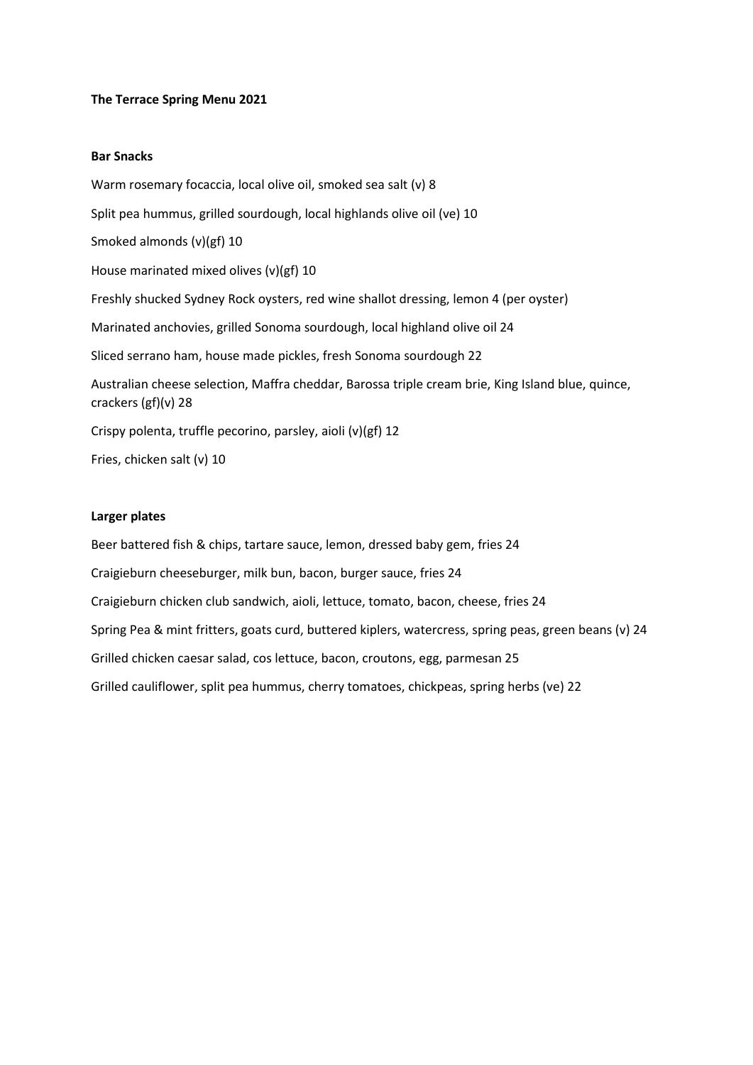**The Terrace Spring Menu 2021**

**Bar Snacks**

Warm rosemary focaccia, local olive oil, smoked sea salt (v) 8

Split pea hummus, grilled sourdough, local highlands olive oil (ve) 10

Smoked almonds (v)(gf) 10

House marinated mixed olives (v)(gf) 10

Freshly shucked Sydney Rock oysters, red wine shallot dressing, lemon 4 (per oyster)

Marinated anchovies, grilled Sonoma sourdough, local highland olive oil 24

Sliced serrano ham, house made pickles, fresh Sonoma sourdough 22

Australian cheese selection, Maffra cheddar, Barossa triple cream brie, King Island blue, quince, crackers (gf)(v) 28

Crispy polenta, truffle pecorino, parsley, aioli (v)(gf) 12

Fries, chicken salt (v) 10

**Larger plates**

Beer battered fish & chips, tartare sauce, lemon, dressed baby gem, fries 24

Craigieburn cheeseburger, milk bun, bacon, burger sauce, fries 24

Craigieburn chicken club sandwich, aioli, lettuce, tomato, bacon, cheese, fries 24

Spring Pea & mint fritters, goats curd, buttered kiplers, watercress, spring peas, green beans (v) 24

Grilled chicken caesar salad, cos lettuce, bacon, croutons, egg, parmesan 25

Grilled cauliflower, split pea hummus, cherry tomatoes, chickpeas, spring herbs (ve) 22